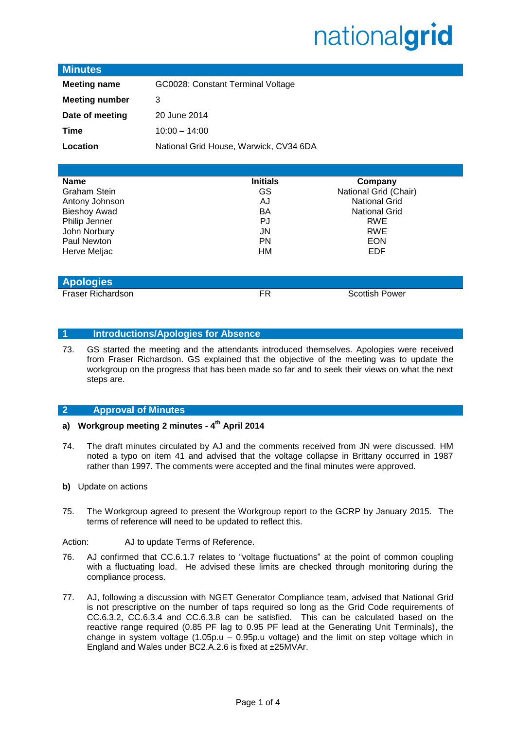nationalgrid

## Minutes

| | |
|---|---|
| **Meeting name** | GC0028: Constant Terminal Voltage |
| **Meeting number** | 3 |
| **Date of meeting** | 20 June 2014 |
| **Time** | 10:00 – 14:00 |
| **Location** | National Grid House, Warwick, CV34 6DA |

| Name | Initials | Company |
|---|---|---|
| Graham Stein | GS | National Grid (Chair) |
| Antony Johnson | AJ | National Grid |
| Bieshoy Awad | BA | National Grid |
| Philip Jenner | PJ | RWE |
| John Norbury | JN | RWE |
| Paul Newton | PN | EON |
| Herve Meljac | HM | EDF |

## Apologies

| | | |
|---|---|---|
| Fraser Richardson | FR | Scottish Power |

## 1 Introductions/Apologies for Absence

73. GS started the meeting and the attendants introduced themselves. Apologies were received from Fraser Richardson. GS explained that the objective of the meeting was to update the workgroup on the progress that has been made so far and to seek their views on what the next steps are.

## 2 Approval of Minutes

**a) Workgroup meeting 2 minutes - 4th April 2014**

74. The draft minutes circulated by AJ and the comments received from JN were discussed. HM noted a typo on item 41 and advised that the voltage collapse in Brittany occurred in 1987 rather than 1997. The comments were accepted and the final minutes were approved.

**b)** Update on actions

75. The Workgroup agreed to present the Workgroup report to the GCRP by January 2015. The terms of reference will need to be updated to reflect this.

Action: AJ to update Terms of Reference.

76. AJ confirmed that CC.6.1.7 relates to "voltage fluctuations" at the point of common coupling with a fluctuating load. He advised these limits are checked through monitoring during the compliance process.

77. AJ, following a discussion with NGET Generator Compliance team, advised that National Grid is not prescriptive on the number of taps required so long as the Grid Code requirements of CC.6.3.2, CC.6.3.4 and CC.6.3.8 can be satisfied. This can be calculated based on the reactive range required (0.85 PF lag to 0.95 PF lead at the Generating Unit Terminals), the change in system voltage (1.05p.u – 0.95p.u voltage) and the limit on step voltage which in England and Wales under BC2.A.2.6 is fixed at ±25MVAr.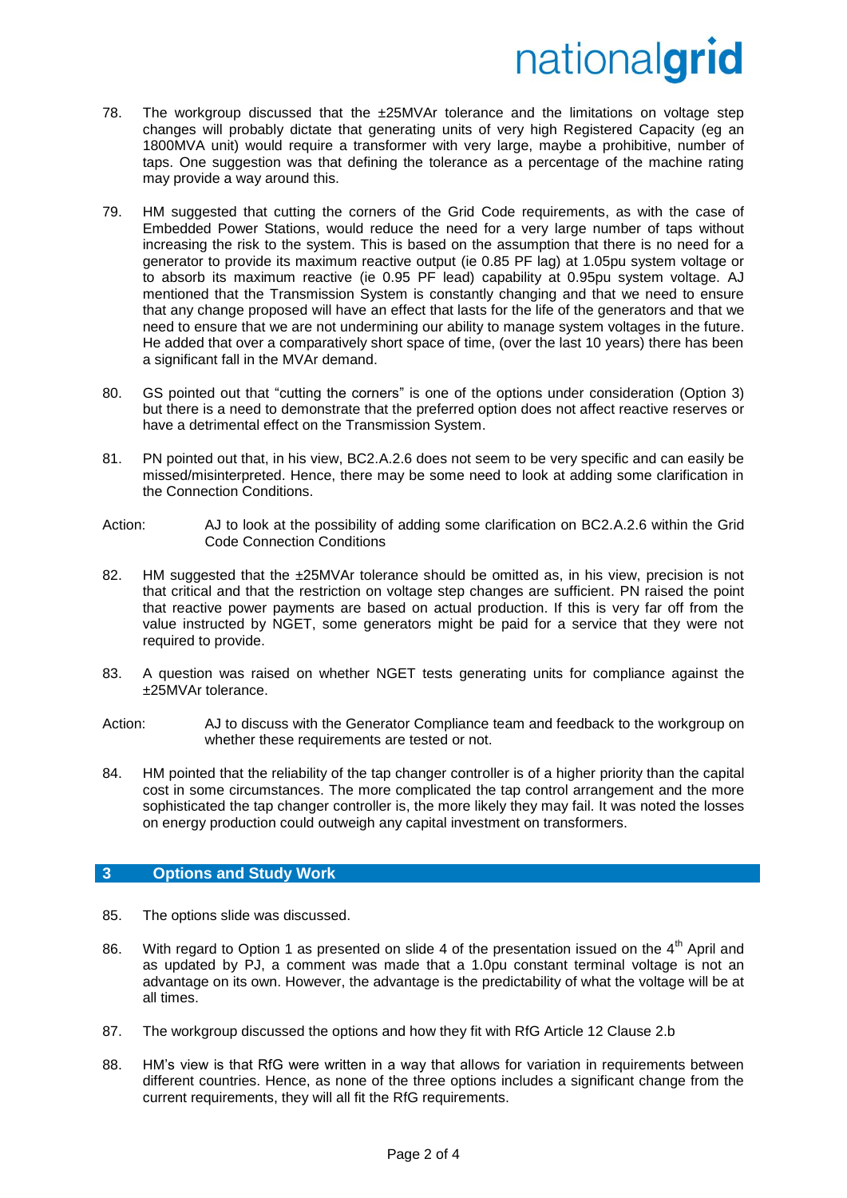78. The workgroup discussed that the ±25MVAr tolerance and the limitations on voltage step changes will probably dictate that generating units of very high Registered Capacity (eg an 1800MVA unit) would require a transformer with very large, maybe a prohibitive, number of taps. One suggestion was that defining the tolerance as a percentage of the machine rating may provide a way around this.

79. HM suggested that cutting the corners of the Grid Code requirements, as with the case of Embedded Power Stations, would reduce the need for a very large number of taps without increasing the risk to the system. This is based on the assumption that there is no need for a generator to provide its maximum reactive output (ie 0.85 PF lag) at 1.05pu system voltage or to absorb its maximum reactive (ie 0.95 PF lead) capability at 0.95pu system voltage. AJ mentioned that the Transmission System is constantly changing and that we need to ensure that any change proposed will have an effect that lasts for the life of the generators and that we need to ensure that we are not undermining our ability to manage system voltages in the future. He added that over a comparatively short space of time, (over the last 10 years) there has been a significant fall in the MVAr demand.

80. GS pointed out that "cutting the corners" is one of the options under consideration (Option 3) but there is a need to demonstrate that the preferred option does not affect reactive reserves or have a detrimental effect on the Transmission System.

81. PN pointed out that, in his view, BC2.A.2.6 does not seem to be very specific and can easily be missed/misinterpreted. Hence, there may be some need to look at adding some clarification in the Connection Conditions.

Action: AJ to look at the possibility of adding some clarification on BC2.A.2.6 within the Grid Code Connection Conditions

82. HM suggested that the ±25MVAr tolerance should be omitted as, in his view, precision is not that critical and that the restriction on voltage step changes are sufficient. PN raised the point that reactive power payments are based on actual production. If this is very far off from the value instructed by NGET, some generators might be paid for a service that they were not required to provide.

83. A question was raised on whether NGET tests generating units for compliance against the ±25MVAr tolerance.

Action: AJ to discuss with the Generator Compliance team and feedback to the workgroup on whether these requirements are tested or not.

84. HM pointed that the reliability of the tap changer controller is of a higher priority than the capital cost in some circumstances. The more complicated the tap control arrangement and the more sophisticated the tap changer controller is, the more likely they may fail. It was noted the losses on energy production could outweigh any capital investment on transformers.

## 3 Options and Study Work

85. The options slide was discussed.

86. With regard to Option 1 as presented on slide 4 of the presentation issued on the 4th April and as updated by PJ, a comment was made that a 1.0pu constant terminal voltage is not an advantage on its own. However, the advantage is the predictability of what the voltage will be at all times.

87. The workgroup discussed the options and how they fit with RfG Article 12 Clause 2.b

88. HM's view is that RfG were written in a way that allows for variation in requirements between different countries. Hence, as none of the three options includes a significant change from the current requirements, they will all fit the RfG requirements.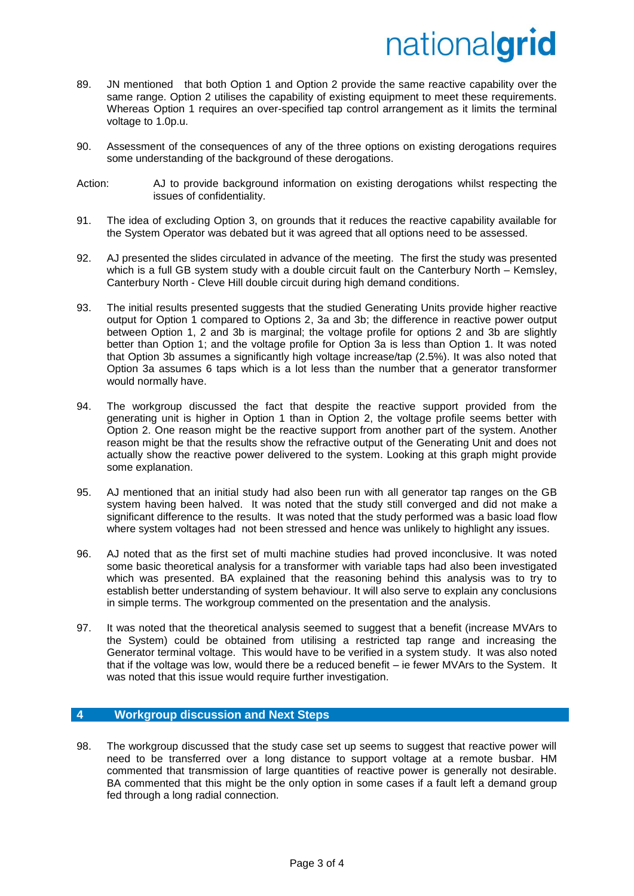89. JN mentioned that both Option 1 and Option 2 provide the same reactive capability over the same range. Option 2 utilises the capability of existing equipment to meet these requirements. Whereas Option 1 requires an over-specified tap control arrangement as it limits the terminal voltage to 1.0p.u.

90. Assessment of the consequences of any of the three options on existing derogations requires some understanding of the background of these derogations.

Action: AJ to provide background information on existing derogations whilst respecting the issues of confidentiality.

91. The idea of excluding Option 3, on grounds that it reduces the reactive capability available for the System Operator was debated but it was agreed that all options need to be assessed.

92. AJ presented the slides circulated in advance of the meeting. The first the study was presented which is a full GB system study with a double circuit fault on the Canterbury North – Kemsley, Canterbury North - Cleve Hill double circuit during high demand conditions.

93. The initial results presented suggests that the studied Generating Units provide higher reactive output for Option 1 compared to Options 2, 3a and 3b; the difference in reactive power output between Option 1, 2 and 3b is marginal; the voltage profile for options 2 and 3b are slightly better than Option 1; and the voltage profile for Option 3a is less than Option 1. It was noted that Option 3b assumes a significantly high voltage increase/tap (2.5%). It was also noted that Option 3a assumes 6 taps which is a lot less than the number that a generator transformer would normally have.

94. The workgroup discussed the fact that despite the reactive support provided from the generating unit is higher in Option 1 than in Option 2, the voltage profile seems better with Option 2. One reason might be the reactive support from another part of the system. Another reason might be that the results show the refractive output of the Generating Unit and does not actually show the reactive power delivered to the system. Looking at this graph might provide some explanation.

95. AJ mentioned that an initial study had also been run with all generator tap ranges on the GB system having been halved. It was noted that the study still converged and did not make a significant difference to the results. It was noted that the study performed was a basic load flow where system voltages had not been stressed and hence was unlikely to highlight any issues.

96. AJ noted that as the first set of multi machine studies had proved inconclusive. It was noted some basic theoretical analysis for a transformer with variable taps had also been investigated which was presented. BA explained that the reasoning behind this analysis was to try to establish better understanding of system behaviour. It will also serve to explain any conclusions in simple terms. The workgroup commented on the presentation and the analysis.

97. It was noted that the theoretical analysis seemed to suggest that a benefit (increase MVArs to the System) could be obtained from utilising a restricted tap range and increasing the Generator terminal voltage. This would have to be verified in a system study. It was also noted that if the voltage was low, would there be a reduced benefit – ie fewer MVArs to the System. It was noted that this issue would require further investigation.

## 4 Workgroup discussion and Next Steps

98. The workgroup discussed that the study case set up seems to suggest that reactive power will need to be transferred over a long distance to support voltage at a remote busbar. HM commented that transmission of large quantities of reactive power is generally not desirable. BA commented that this might be the only option in some cases if a fault left a demand group fed through a long radial connection.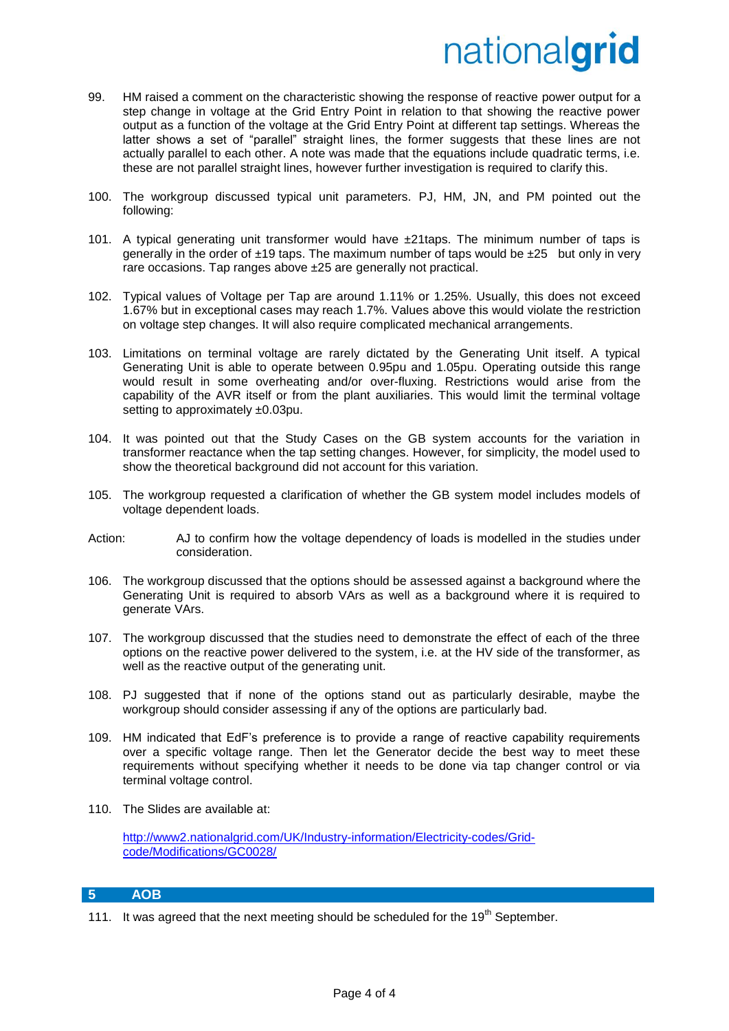99. HM raised a comment on the characteristic showing the response of reactive power output for a step change in voltage at the Grid Entry Point in relation to that showing the reactive power output as a function of the voltage at the Grid Entry Point at different tap settings. Whereas the latter shows a set of "parallel" straight lines, the former suggests that these lines are not actually parallel to each other. A note was made that the equations include quadratic terms, i.e. these are not parallel straight lines, however further investigation is required to clarify this.

100. The workgroup discussed typical unit parameters. PJ, HM, JN, and PM pointed out the following:

101. A typical generating unit transformer would have ±21taps. The minimum number of taps is generally in the order of ±19 taps. The maximum number of taps would be ±25 but only in very rare occasions. Tap ranges above ±25 are generally not practical.

102. Typical values of Voltage per Tap are around 1.11% or 1.25%. Usually, this does not exceed 1.67% but in exceptional cases may reach 1.7%. Values above this would violate the restriction on voltage step changes. It will also require complicated mechanical arrangements.

103. Limitations on terminal voltage are rarely dictated by the Generating Unit itself. A typical Generating Unit is able to operate between 0.95pu and 1.05pu. Operating outside this range would result in some overheating and/or over-fluxing. Restrictions would arise from the capability of the AVR itself or from the plant auxiliaries. This would limit the terminal voltage setting to approximately ±0.03pu.

104. It was pointed out that the Study Cases on the GB system accounts for the variation in transformer reactance when the tap setting changes. However, for simplicity, the model used to show the theoretical background did not account for this variation.

105. The workgroup requested a clarification of whether the GB system model includes models of voltage dependent loads.

Action: AJ to confirm how the voltage dependency of loads is modelled in the studies under consideration.

106. The workgroup discussed that the options should be assessed against a background where the Generating Unit is required to absorb VArs as well as a background where it is required to generate VArs.

107. The workgroup discussed that the studies need to demonstrate the effect of each of the three options on the reactive power delivered to the system, i.e. at the HV side of the transformer, as well as the reactive output of the generating unit.

108. PJ suggested that if none of the options stand out as particularly desirable, maybe the workgroup should consider assessing if any of the options are particularly bad.

109. HM indicated that EdF's preference is to provide a range of reactive capability requirements over a specific voltage range. Then let the Generator decide the best way to meet these requirements without specifying whether it needs to be done via tap changer control or via terminal voltage control.

110. The Slides are available at:

[http://www2.nationalgrid.com/UK/Industry-information/Electricity-codes/Grid-code/Modifications/GC0028/](http://www2.nationalgrid.com/UK/Industry-information/Electricity-codes/Grid-code/Modifications/GC0028/)

## 5 AOB

111. It was agreed that the next meeting should be scheduled for the 19th September.